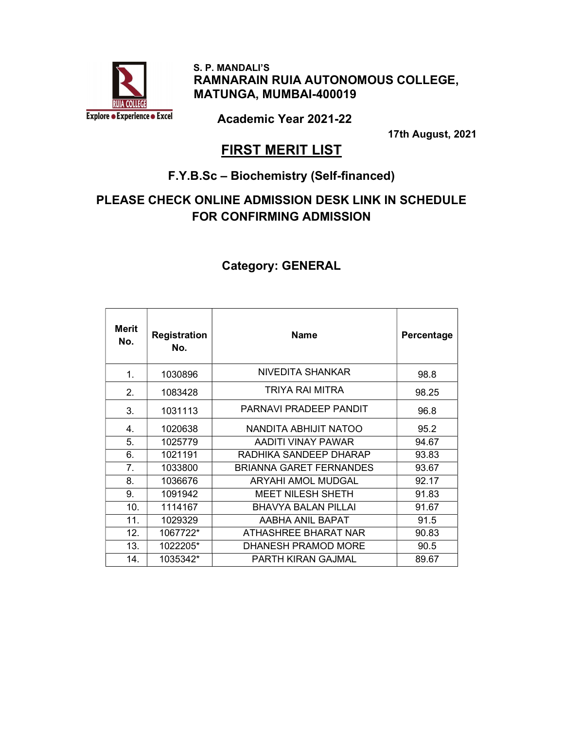S. P. MANDALI'S

**RAMNARAIN RUIA AUTONOMOUS COLLEGE, MATUNGA, MUMBAI-400019**

**Academic Year 2021-22**

**17th August, 2021**

# FIRST MERIT LIST

## F.Y.B.Sc – Biochemistry (Self-financed)

## PLEASE CHECK ONLINE ADMISSION DESK LINK IN SCHEDULE FOR CONFIRMING ADMISSION

### Category: GENERAL

| Merit No. | Registration No. | Name | Percentage |
|---|---|---|---|
| 1. | 1030896 | NIVEDITA SHANKAR | 98.8 |
| 2. | 1083428 | TRIYA RAI MITRA | 98.25 |
| 3. | 1031113 | PARNAVI PRADEEP PANDIT | 96.8 |
| 4. | 1020638 | NANDITA ABHIJIT NATOO | 95.2 |
| 5. | 1025779 | AADITI VINAY PAWAR | 94.67 |
| 6. | 1021191 | RADHIKA SANDEEP DHARAP | 93.83 |
| 7. | 1033800 | BRIANNA GARET FERNANDES | 93.67 |
| 8. | 1036676 | ARYAHI AMOL MUDGAL | 92.17 |
| 9. | 1091942 | MEET NILESH SHETH | 91.83 |
| 10. | 1114167 | BHAVYA BALAN PILLAI | 91.67 |
| 11. | 1029329 | AABHA ANIL BAPAT | 91.5 |
| 12. | 1067722* | ATHASHREE BHARAT NAR | 90.83 |
| 13. | 1022205* | DHANESH PRAMOD MORE | 90.5 |
| 14. | 1035342* | PARTH KIRAN GAJMAL | 89.67 |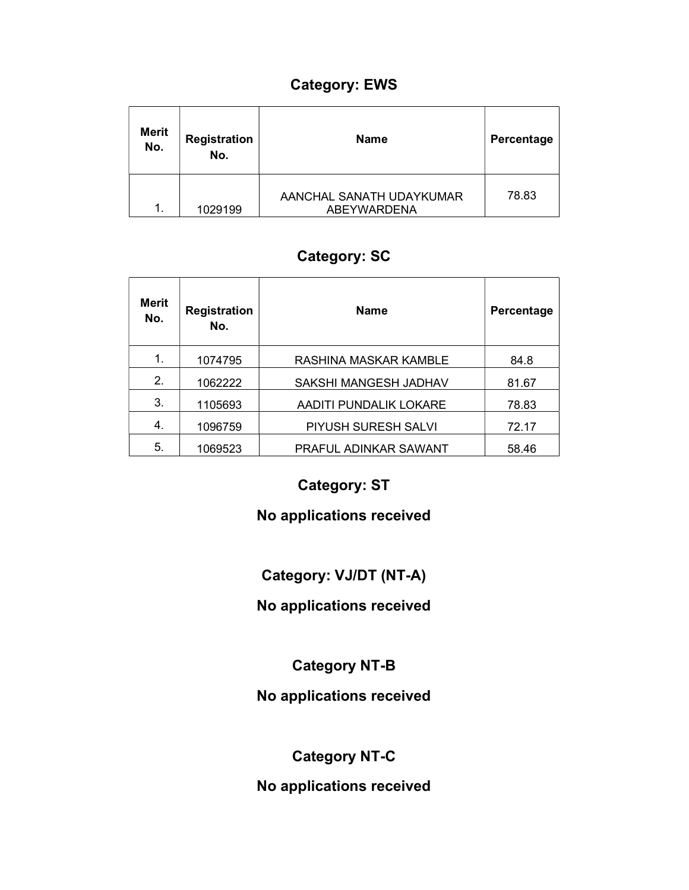## Category: EWS

| Merit No. | Registration No. | Name | Percentage |
|---|---|---|---|
| 1. | 1029199 | AANCHAL SANATH UDAYKUMAR ABEYWARDENA | 78.83 |

## Category: SC

| Merit No. | Registration No. | Name | Percentage |
|---|---|---|---|
| 1. | 1074795 | RASHINA MASKAR KAMBLE | 84.8 |
| 2. | 1062222 | SAKSHI MANGESH JADHAV | 81.67 |
| 3. | 1105693 | AADITI PUNDALIK LOKARE | 78.83 |
| 4. | 1096759 | PIYUSH SURESH SALVI | 72.17 |
| 5. | 1069523 | PRAFUL ADINKAR SAWANT | 58.46 |

## Category: ST

**No applications received**

## Category: VJ/DT (NT-A)

**No applications received**

## Category NT-B

**No applications received**

## Category NT-C

**No applications received**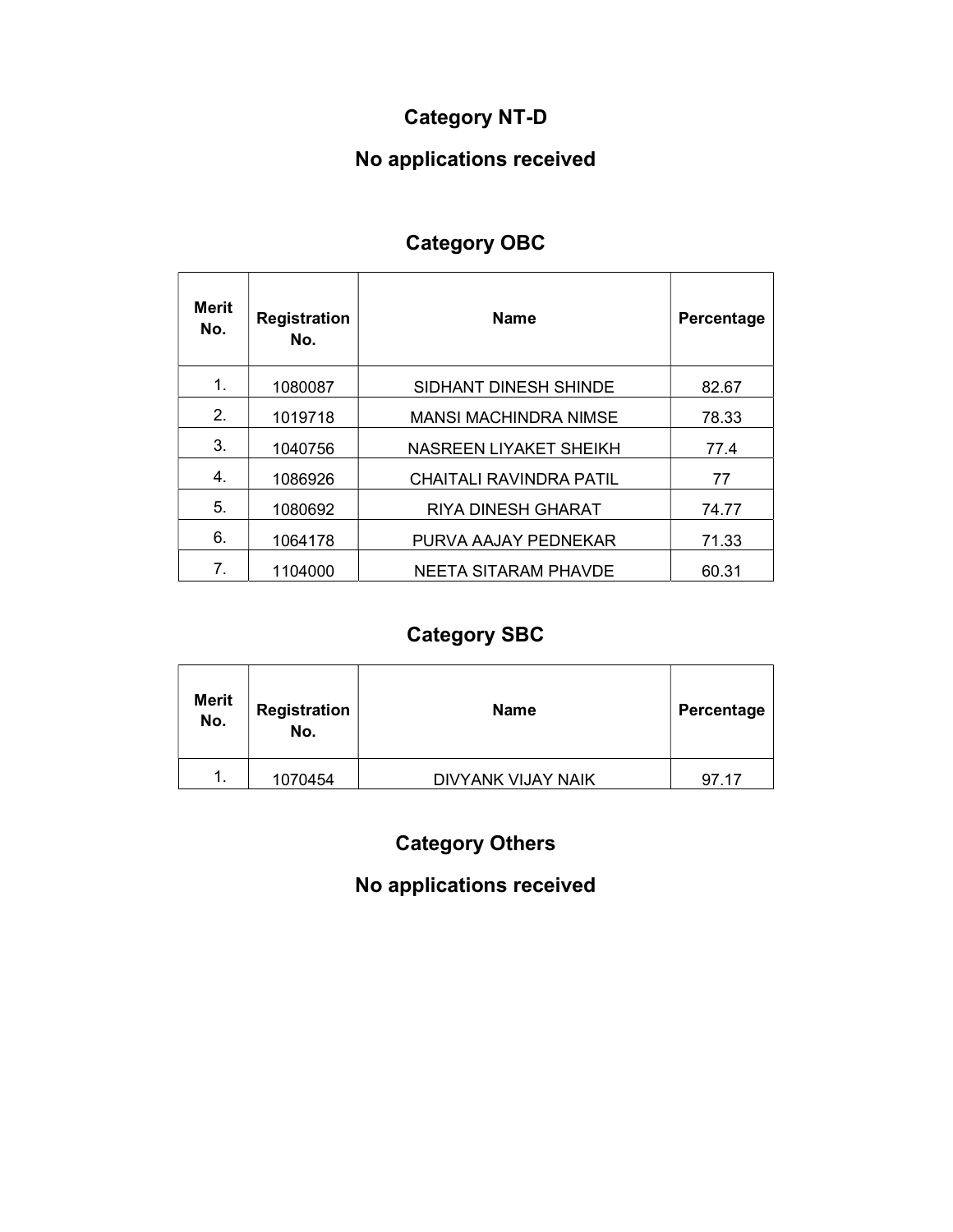## Category NT-D

## No applications received

## Category OBC

| Merit No. | Registration No. | Name | Percentage |
|---|---|---|---|
| 1. | 1080087 | SIDHANT DINESH SHINDE | 82.67 |
| 2. | 1019718 | MANSI MACHINDRA NIMSE | 78.33 |
| 3. | 1040756 | NASREEN LIYAKET SHEIKH | 77.4 |
| 4. | 1086926 | CHAITALI RAVINDRA PATIL | 77 |
| 5. | 1080692 | RIYA DINESH GHARAT | 74.77 |
| 6. | 1064178 | PURVA AAJAY PEDNEKAR | 71.33 |
| 7. | 1104000 | NEETA SITARAM PHAVDE | 60.31 |

## Category SBC

| Merit No. | Registration No. | Name | Percentage |
|---|---|---|---|
| 1. | 1070454 | DIVYANK VIJAY NAIK | 97.17 |

## Category Others

## No applications received